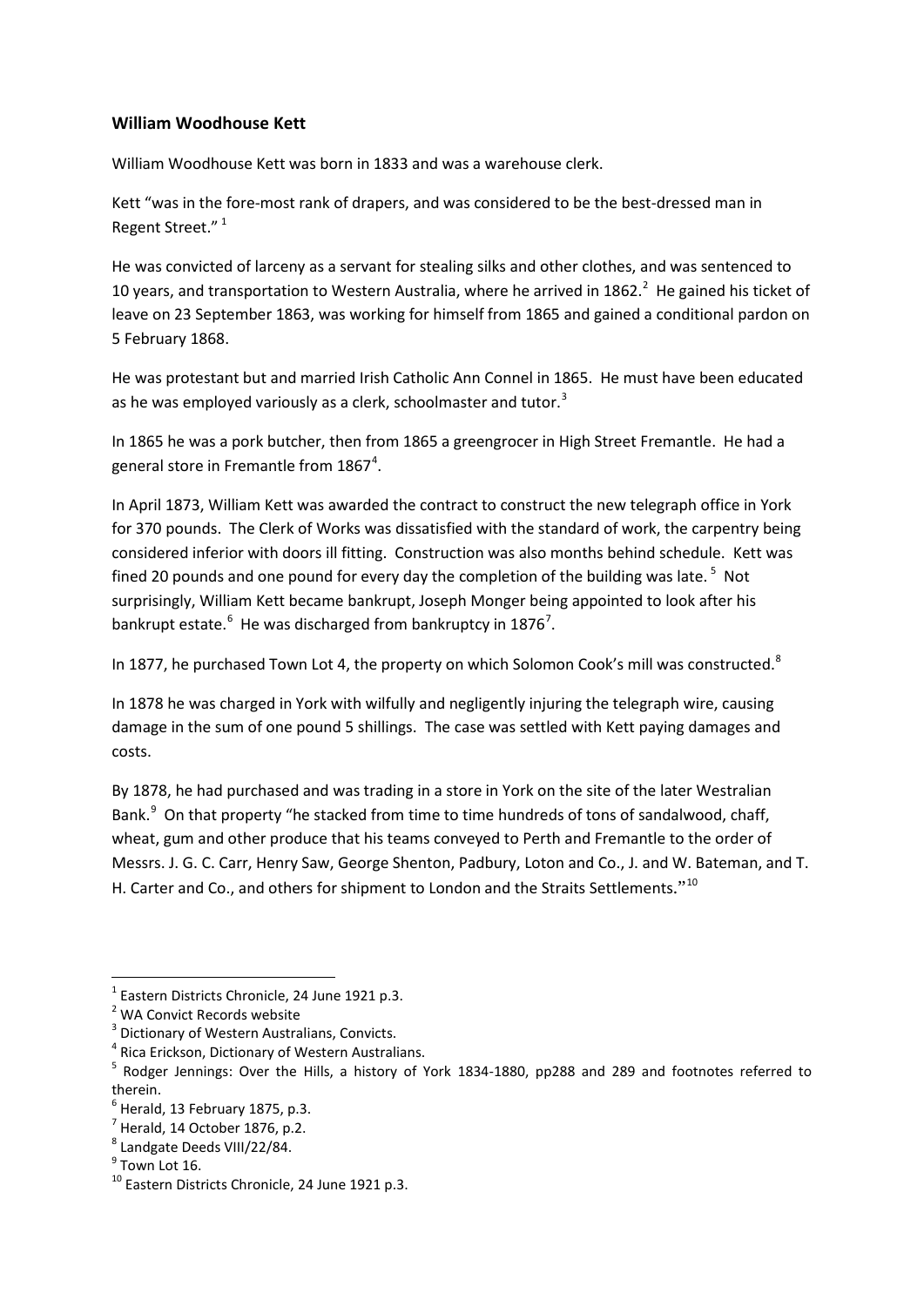### William Woodhouse Kett

William Woodhouse Kett was born in 1833 and was a warehouse clerk.

Kett "was in the fore-most rank of drapers, and was considered to be the best-dressed man in Regent Street." [1]

He was convicted of larceny as a servant for stealing silks and other clothes, and was sentenced to 10 years, and transportation to Western Australia, where he arrived in 1862.[2] He gained his ticket of leave on 23 September 1863, was working for himself from 1865 and gained a conditional pardon on 5 February 1868.

He was protestant but and married Irish Catholic Ann Connel in 1865. He must have been educated as he was employed variously as a clerk, schoolmaster and tutor.[3]

In 1865 he was a pork butcher, then from 1865 a greengrocer in High Street Fremantle. He had a general store in Fremantle from 1867[4].

In April 1873, William Kett was awarded the contract to construct the new telegraph office in York for 370 pounds. The Clerk of Works was dissatisfied with the standard of work, the carpentry being considered inferior with doors ill fitting. Construction was also months behind schedule. Kett was fined 20 pounds and one pound for every day the completion of the building was late. [5] Not surprisingly, William Kett became bankrupt, Joseph Monger being appointed to look after his bankrupt estate.[6] He was discharged from bankruptcy in 1876[7].

In 1877, he purchased Town Lot 4, the property on which Solomon Cook's mill was constructed.[8]

In 1878 he was charged in York with wilfully and negligently injuring the telegraph wire, causing damage in the sum of one pound 5 shillings. The case was settled with Kett paying damages and costs.

By 1878, he had purchased and was trading in a store in York on the site of the later Westralian Bank.[9] On that property "he stacked from time to time hundreds of tons of sandalwood, chaff, wheat, gum and other produce that his teams conveyed to Perth and Fremantle to the order of Messrs. J. G. C. Carr, Henry Saw, George Shenton, Padbury, Loton and Co., J. and W. Bateman, and T. H. Carter and Co., and others for shipment to London and the Straits Settlements."[10]

---

[1] Eastern Districts Chronicle, 24 June 1921 p.3.
[2] WA Convict Records website
[3] Dictionary of Western Australians, Convicts.
[4] Rica Erickson, Dictionary of Western Australians.
[5] Rodger Jennings: Over the Hills, a history of York 1834-1880, pp288 and 289 and footnotes referred to therein.
[6] Herald, 13 February 1875, p.3.
[7] Herald, 14 October 1876, p.2.
[8] Landgate Deeds VIII/22/84.
[9] Town Lot 16.
[10] Eastern Districts Chronicle, 24 June 1921 p.3.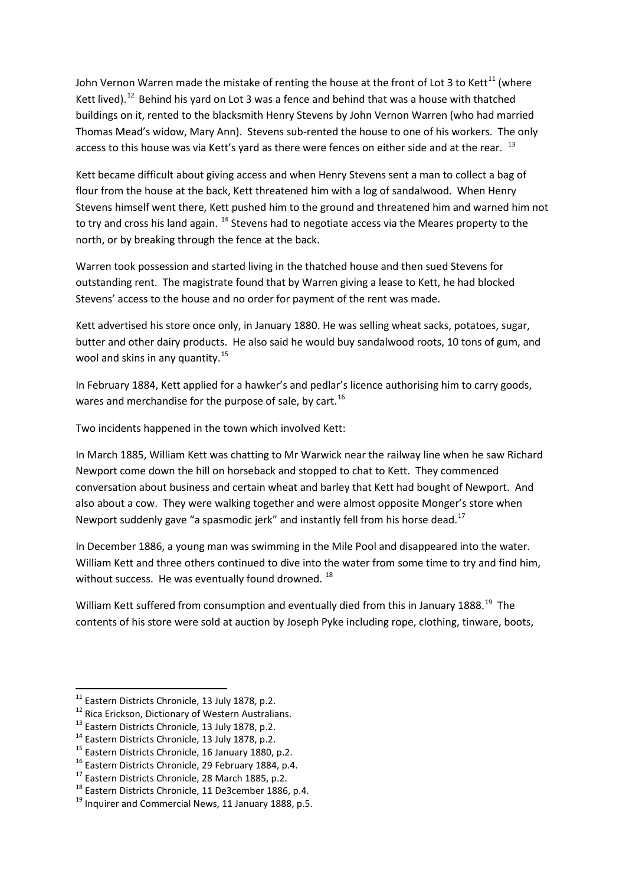John Vernon Warren made the mistake of renting the house at the front of Lot 3 to Kett[11] (where Kett lived).[12] Behind his yard on Lot 3 was a fence and behind that was a house with thatched buildings on it, rented to the blacksmith Henry Stevens by John Vernon Warren (who had married Thomas Mead's widow, Mary Ann). Stevens sub-rented the house to one of his workers. The only access to this house was via Kett's yard as there were fences on either side and at the rear. [13]

Kett became difficult about giving access and when Henry Stevens sent a man to collect a bag of flour from the house at the back, Kett threatened him with a log of sandalwood. When Henry Stevens himself went there, Kett pushed him to the ground and threatened him and warned him not to try and cross his land again. [14] Stevens had to negotiate access via the Meares property to the north, or by breaking through the fence at the back.

Warren took possession and started living in the thatched house and then sued Stevens for outstanding rent. The magistrate found that by Warren giving a lease to Kett, he had blocked Stevens' access to the house and no order for payment of the rent was made.

Kett advertised his store once only, in January 1880. He was selling wheat sacks, potatoes, sugar, butter and other dairy products. He also said he would buy sandalwood roots, 10 tons of gum, and wool and skins in any quantity.[15]

In February 1884, Kett applied for a hawker's and pedlar's licence authorising him to carry goods, wares and merchandise for the purpose of sale, by cart.[16]

Two incidents happened in the town which involved Kett:

In March 1885, William Kett was chatting to Mr Warwick near the railway line when he saw Richard Newport come down the hill on horseback and stopped to chat to Kett. They commenced conversation about business and certain wheat and barley that Kett had bought of Newport. And also about a cow. They were walking together and were almost opposite Monger's store when Newport suddenly gave "a spasmodic jerk" and instantly fell from his horse dead.[17]

In December 1886, a young man was swimming in the Mile Pool and disappeared into the water. William Kett and three others continued to dive into the water from some time to try and find him, without success. He was eventually found drowned. [18]

William Kett suffered from consumption and eventually died from this in January 1888.[19] The contents of his store were sold at auction by Joseph Pyke including rope, clothing, tinware, boots,

---

[11] Eastern Districts Chronicle, 13 July 1878, p.2.

[12] Rica Erickson, Dictionary of Western Australians.

[13] Eastern Districts Chronicle, 13 July 1878, p.2.

[14] Eastern Districts Chronicle, 13 July 1878, p.2.

[15] Eastern Districts Chronicle, 16 January 1880, p.2.

[16] Eastern Districts Chronicle, 29 February 1884, p.4.

[17] Eastern Districts Chronicle, 28 March 1885, p.2.

[18] Eastern Districts Chronicle, 11 De3cember 1886, p.4.

[19] Inquirer and Commercial News, 11 January 1888, p.5.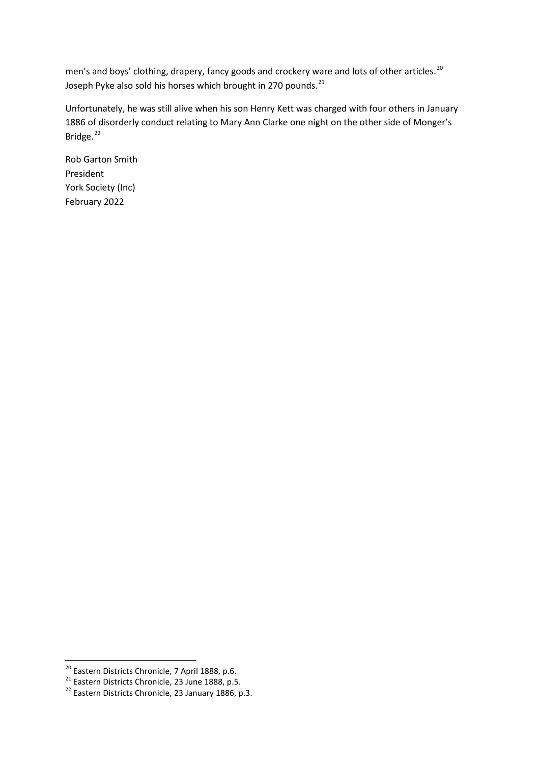men's and boys' clothing, drapery, fancy goods and crockery ware and lots of other articles.[20] Joseph Pyke also sold his horses which brought in 270 pounds.[21]

Unfortunately, he was still alive when his son Henry Kett was charged with four others in January 1886 of disorderly conduct relating to Mary Ann Clarke one night on the other side of Monger's Bridge.[22]

Rob Garton Smith
President
York Society (Inc)
February 2022

---

[20] Eastern Districts Chronicle, 7 April 1888, p.6.
[21] Eastern Districts Chronicle, 23 June 1888, p.5.
[22] Eastern Districts Chronicle, 23 January 1886, p.3.